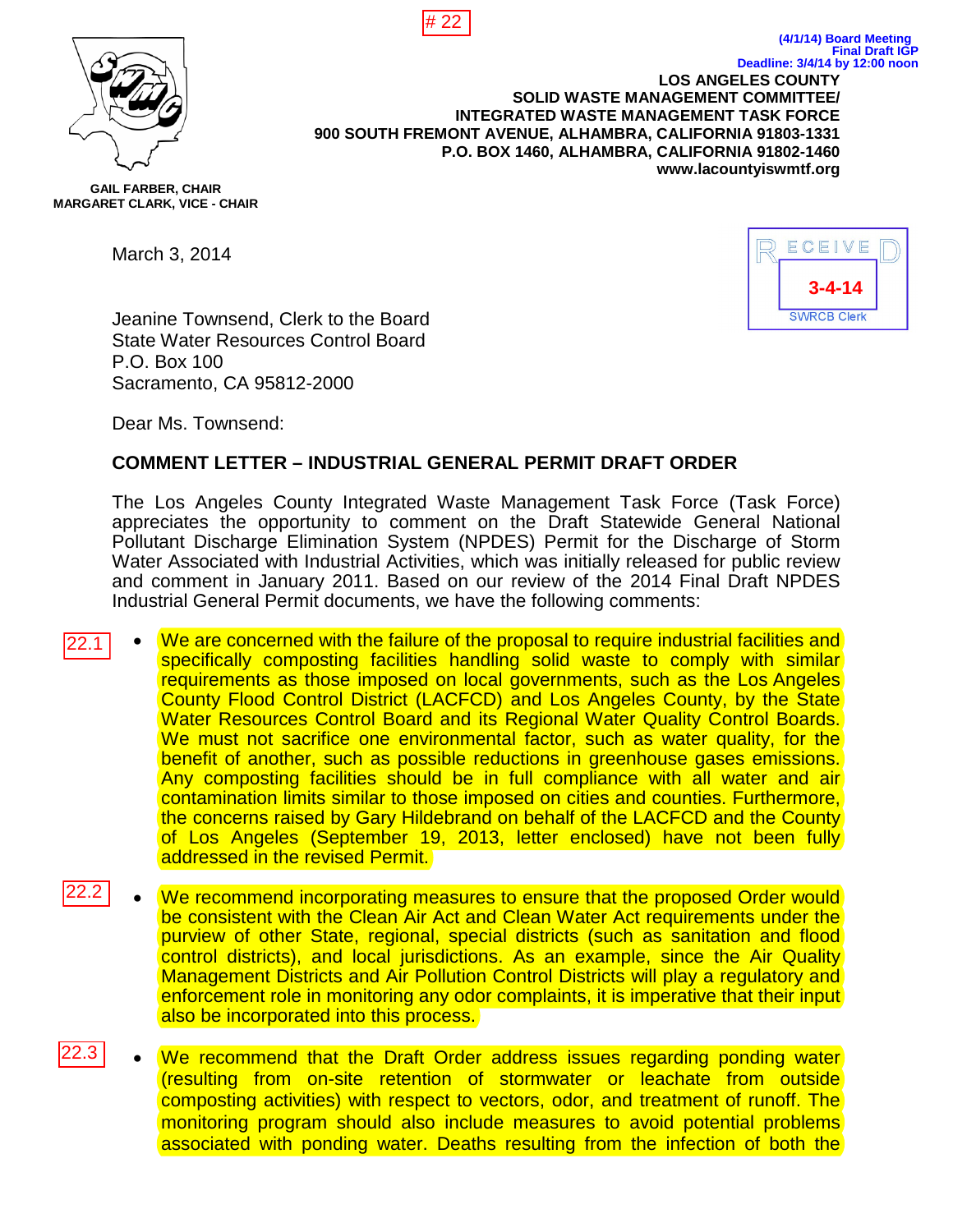# 22

(4/1/14) Board Meeting
Final Draft IGP
Deadline: 3/4/14 by 12:00 noon

**LOS ANGELES COUNTY**
**SOLID WASTE MANAGEMENT COMMITTEE/**
**INTEGRATED WASTE MANAGEMENT TASK FORCE**
**900 SOUTH FREMONT AVENUE, ALHAMBRA, CALIFORNIA 91803-1331**
**P.O. BOX 1460, ALHAMBRA, CALIFORNIA 91802-1460**
**www.lacountyiswmtf.org**

**GAIL FARBER, CHAIR**
**MARGARET CLARK, VICE - CHAIR**

RECEIVED
3-4-14
SWRCB Clerk

March 3, 2014

Jeanine Townsend, Clerk to the Board
State Water Resources Control Board
P.O. Box 100
Sacramento, CA 95812-2000

Dear Ms. Townsend:

**COMMENT LETTER – INDUSTRIAL GENERAL PERMIT DRAFT ORDER**

The Los Angeles County Integrated Waste Management Task Force (Task Force) appreciates the opportunity to comment on the Draft Statewide General National Pollutant Discharge Elimination System (NPDES) Permit for the Discharge of Storm Water Associated with Industrial Activities, which was initially released for public review and comment in January 2011. Based on our review of the 2014 Final Draft NPDES Industrial General Permit documents, we have the following comments:

22.1
- We are concerned with the failure of the proposal to require industrial facilities and specifically composting facilities handling solid waste to comply with similar requirements as those imposed on local governments, such as the Los Angeles County Flood Control District (LACFCD) and Los Angeles County, by the State Water Resources Control Board and its Regional Water Quality Control Boards. We must not sacrifice one environmental factor, such as water quality, for the benefit of another, such as possible reductions in greenhouse gases emissions. Any composting facilities should be in full compliance with all water and air contamination limits similar to those imposed on cities and counties. Furthermore, the concerns raised by Gary Hildebrand on behalf of the LACFCD and the County of Los Angeles (September 19, 2013, letter enclosed) have not been fully addressed in the revised Permit.

22.2
- We recommend incorporating measures to ensure that the proposed Order would be consistent with the Clean Air Act and Clean Water Act requirements under the purview of other State, regional, special districts (such as sanitation and flood control districts), and local jurisdictions. As an example, since the Air Quality Management Districts and Air Pollution Control Districts will play a regulatory and enforcement role in monitoring any odor complaints, it is imperative that their input also be incorporated into this process.

22.3
- We recommend that the Draft Order address issues regarding ponding water (resulting from on-site retention of stormwater or leachate from outside composting activities) with respect to vectors, odor, and treatment of runoff. The monitoring program should also include measures to avoid potential problems associated with ponding water. Deaths resulting from the infection of both the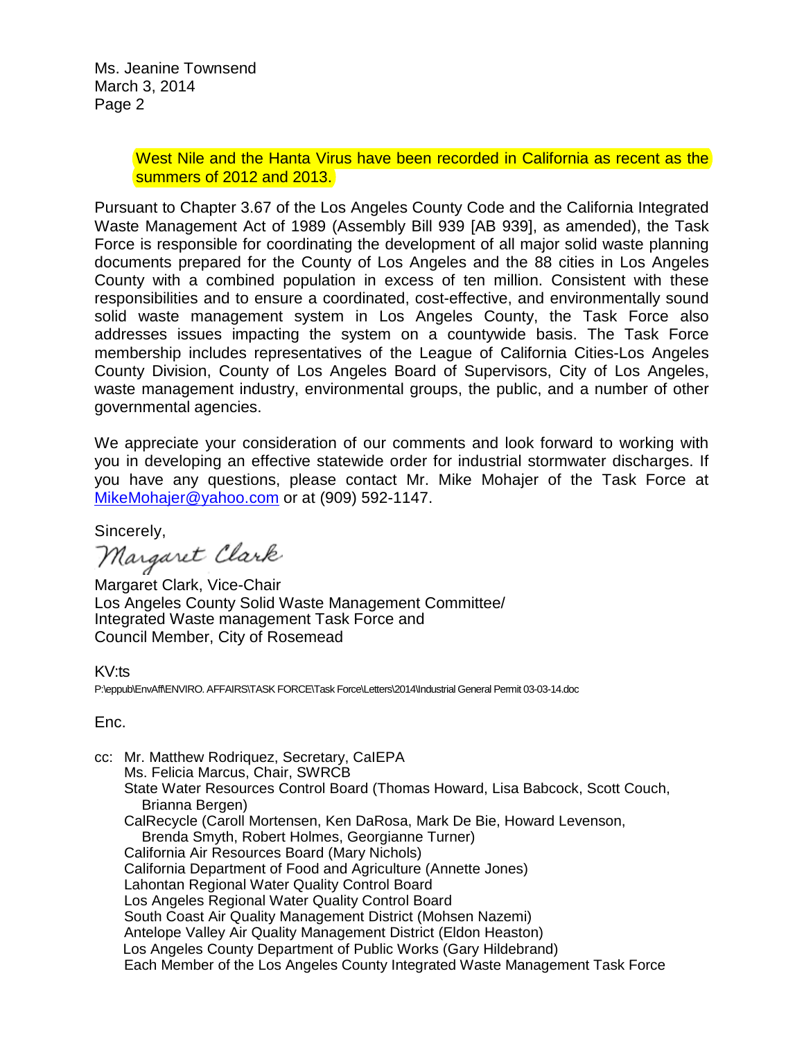West Nile and the Hanta Virus have been recorded in California as recent as the summers of 2012 and 2013.

Pursuant to Chapter 3.67 of the Los Angeles County Code and the California Integrated Waste Management Act of 1989 (Assembly Bill 939 [AB 939], as amended), the Task Force is responsible for coordinating the development of all major solid waste planning documents prepared for the County of Los Angeles and the 88 cities in Los Angeles County with a combined population in excess of ten million. Consistent with these responsibilities and to ensure a coordinated, cost-effective, and environmentally sound solid waste management system in Los Angeles County, the Task Force also addresses issues impacting the system on a countywide basis. The Task Force membership includes representatives of the League of California Cities-Los Angeles County Division, County of Los Angeles Board of Supervisors, City of Los Angeles, waste management industry, environmental groups, the public, and a number of other governmental agencies.

We appreciate your consideration of our comments and look forward to working with you in developing an effective statewide order for industrial stormwater discharges. If you have any questions, please contact Mr. Mike Mohajer of the Task Force at MikeMohajer@yahoo.com or at (909) 592-1147.

Sincerely,

Margaret Clark

Margaret Clark, Vice-Chair
Los Angeles County Solid Waste Management Committee/
Integrated Waste management Task Force and
Council Member, City of Rosemead

KV:ts
P:\eppub\EnvAff\ENVIRO. AFFAIRS\TASK FORCE\Task Force\Letters\2014\Industrial General Permit 03-03-14.doc

Enc.

cc: Mr. Matthew Rodriquez, Secretary, CalEPA
Ms. Felicia Marcus, Chair, SWRCB
State Water Resources Control Board (Thomas Howard, Lisa Babcock, Scott Couch, Brianna Bergen)
CalRecycle (Caroll Mortensen, Ken DaRosa, Mark De Bie, Howard Levenson, Brenda Smyth, Robert Holmes, Georgianne Turner)
California Air Resources Board (Mary Nichols)
California Department of Food and Agriculture (Annette Jones)
Lahontan Regional Water Quality Control Board
Los Angeles Regional Water Quality Control Board
South Coast Air Quality Management District (Mohsen Nazemi)
Antelope Valley Air Quality Management District (Eldon Heaston)
Los Angeles County Department of Public Works (Gary Hildebrand)
Each Member of the Los Angeles County Integrated Waste Management Task Force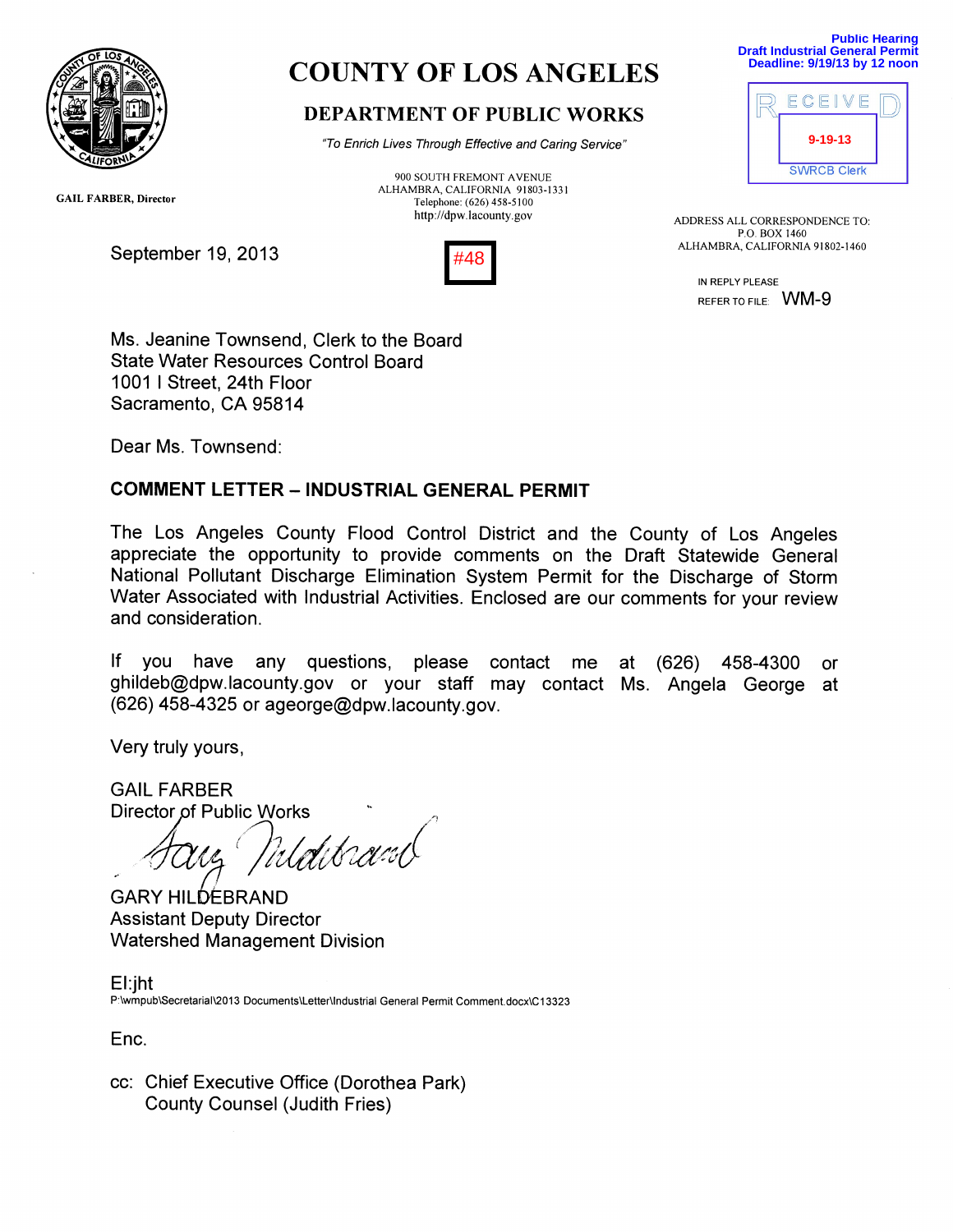# COUNTY OF LOS ANGELES

## DEPARTMENT OF PUBLIC WORKS

*"To Enrich Lives Through Effective and Caring Service"*

900 SOUTH FREMONT AVENUE
ALHAMBRA, CALIFORNIA 91803-1331
Telephone: (626) 458-5100
http://dpw.lacounty.gov

GAIL FARBER, Director

**Public Hearing**
**Draft Industrial General Permit**
**Deadline: 9/19/13 by 12 noon**

RECEIVED
9-19-13
SWRCB Clerk

ADDRESS ALL CORRESPONDENCE TO:
P.O. BOX 1460
ALHAMBRA, CALIFORNIA 91802-1460

IN REPLY PLEASE
REFER TO FILE: WM-9

#48

September 19, 2013

Ms. Jeanine Townsend, Clerk to the Board
State Water Resources Control Board
1001 I Street, 24th Floor
Sacramento, CA 95814

Dear Ms. Townsend:

**COMMENT LETTER – INDUSTRIAL GENERAL PERMIT**

The Los Angeles County Flood Control District and the County of Los Angeles appreciate the opportunity to provide comments on the Draft Statewide General National Pollutant Discharge Elimination System Permit for the Discharge of Storm Water Associated with Industrial Activities. Enclosed are our comments for your review and consideration.

If you have any questions, please contact me at (626) 458-4300 or ghildeb@dpw.lacounty.gov or your staff may contact Ms. Angela George at (626) 458-4325 or ageorge@dpw.lacounty.gov.

Very truly yours,

GAIL FARBER
Director of Public Works

GARY HILDEBRAND
Assistant Deputy Director
Watershed Management Division

EI:jht
P:\wmpub\Secretarial\2013 Documents\Letter\Industrial General Permit Comment.docx\C13323

Enc.

cc: Chief Executive Office (Dorothea Park)
County Counsel (Judith Fries)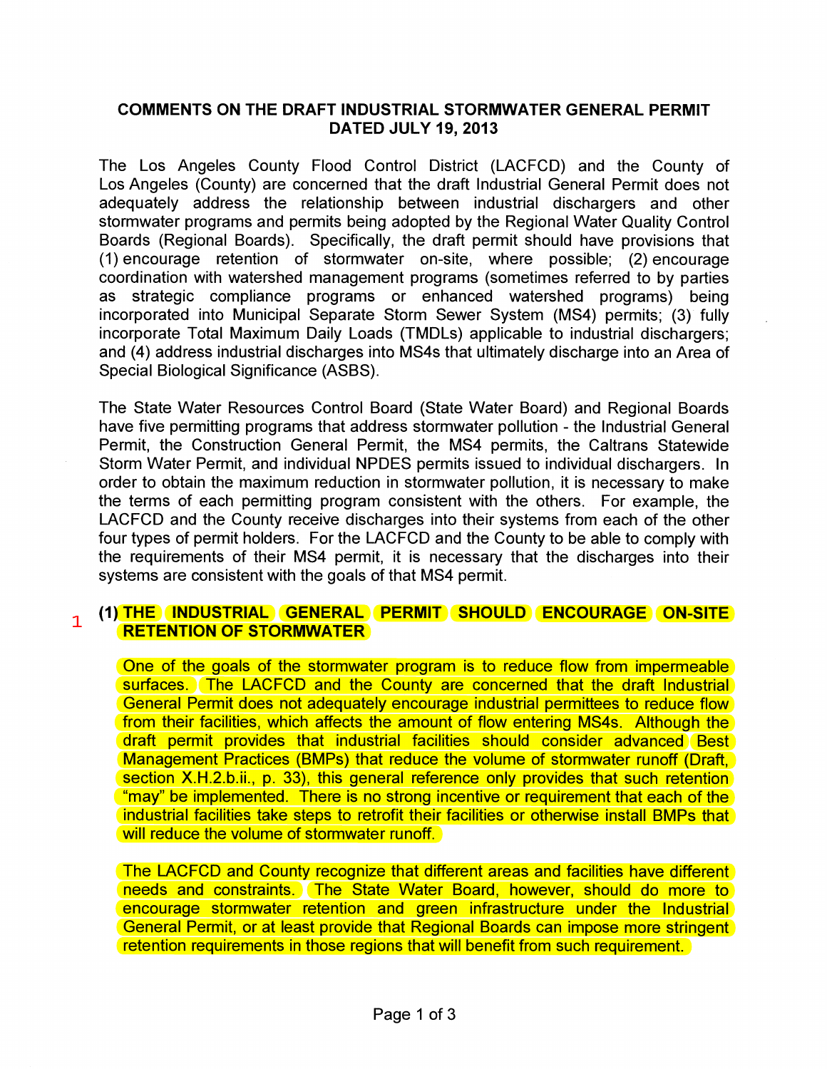## COMMENTS ON THE DRAFT INDUSTRIAL STORMWATER GENERAL PERMIT DATED JULY 19, 2013

The Los Angeles County Flood Control District (LACFCD) and the County of Los Angeles (County) are concerned that the draft Industrial General Permit does not adequately address the relationship between industrial dischargers and other stormwater programs and permits being adopted by the Regional Water Quality Control Boards (Regional Boards). Specifically, the draft permit should have provisions that (1) encourage retention of stormwater on-site, where possible; (2) encourage coordination with watershed management programs (sometimes referred to by parties as strategic compliance programs or enhanced watershed programs) being incorporated into Municipal Separate Storm Sewer System (MS4) permits; (3) fully incorporate Total Maximum Daily Loads (TMDLs) applicable to industrial dischargers; and (4) address industrial discharges into MS4s that ultimately discharge into an Area of Special Biological Significance (ASBS).

The State Water Resources Control Board (State Water Board) and Regional Boards have five permitting programs that address stormwater pollution - the Industrial General Permit, the Construction General Permit, the MS4 permits, the Caltrans Statewide Storm Water Permit, and individual NPDES permits issued to individual dischargers. In order to obtain the maximum reduction in stormwater pollution, it is necessary to make the terms of each permitting program consistent with the others. For example, the LACFCD and the County receive discharges into their systems from each of the other four types of permit holders. For the LACFCD and the County to be able to comply with the requirements of their MS4 permit, it is necessary that the discharges into their systems are consistent with the goals of that MS4 permit.

1

### (1) THE INDUSTRIAL GENERAL PERMIT SHOULD ENCOURAGE ON-SITE RETENTION OF STORMWATER

One of the goals of the stormwater program is to reduce flow from impermeable surfaces. The LACFCD and the County are concerned that the draft Industrial General Permit does not adequately encourage industrial permittees to reduce flow from their facilities, which affects the amount of flow entering MS4s. Although the draft permit provides that industrial facilities should consider advanced Best Management Practices (BMPs) that reduce the volume of stormwater runoff (Draft, section X.H.2.b.ii., p. 33), this general reference only provides that such retention "may" be implemented. There is no strong incentive or requirement that each of the industrial facilities take steps to retrofit their facilities or otherwise install BMPs that will reduce the volume of stormwater runoff.

The LACFCD and County recognize that different areas and facilities have different needs and constraints. The State Water Board, however, should do more to encourage stormwater retention and green infrastructure under the Industrial General Permit, or at least provide that Regional Boards can impose more stringent retention requirements in those regions that will benefit from such requirement.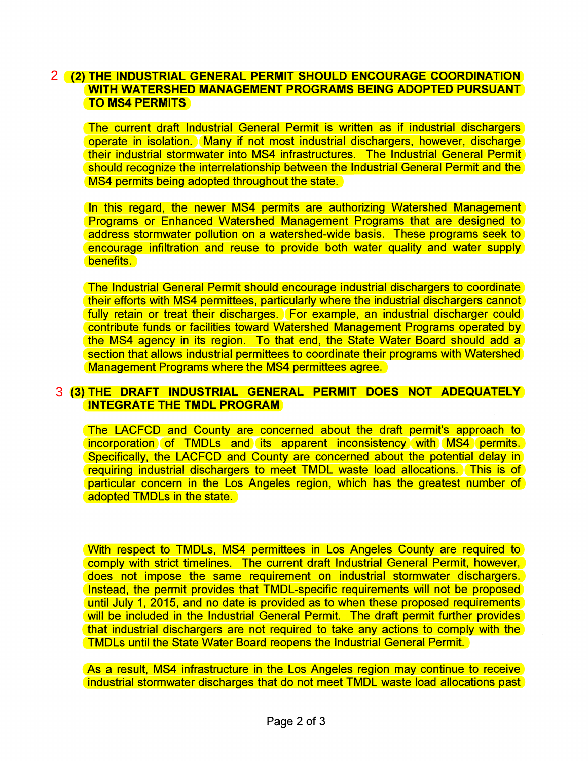2 **(2) THE INDUSTRIAL GENERAL PERMIT SHOULD ENCOURAGE COORDINATION WITH WATERSHED MANAGEMENT PROGRAMS BEING ADOPTED PURSUANT TO MS4 PERMITS**

The current draft Industrial General Permit is written as if industrial dischargers operate in isolation. Many if not most industrial dischargers, however, discharge their industrial stormwater into MS4 infrastructures. The Industrial General Permit should recognize the interrelationship between the Industrial General Permit and the MS4 permits being adopted throughout the state.

In this regard, the newer MS4 permits are authorizing Watershed Management Programs or Enhanced Watershed Management Programs that are designed to address stormwater pollution on a watershed-wide basis. These programs seek to encourage infiltration and reuse to provide both water quality and water supply benefits.

The Industrial General Permit should encourage industrial dischargers to coordinate their efforts with MS4 permittees, particularly where the industrial dischargers cannot fully retain or treat their discharges. For example, an industrial discharger could contribute funds or facilities toward Watershed Management Programs operated by the MS4 agency in its region. To that end, the State Water Board should add a section that allows industrial permittees to coordinate their programs with Watershed Management Programs where the MS4 permittees agree.

3 **(3) THE DRAFT INDUSTRIAL GENERAL PERMIT DOES NOT ADEQUATELY INTEGRATE THE TMDL PROGRAM**

The LACFCD and County are concerned about the draft permit's approach to incorporation of TMDLs and its apparent inconsistency with MS4 permits. Specifically, the LACFCD and County are concerned about the potential delay in requiring industrial dischargers to meet TMDL waste load allocations. This is of particular concern in the Los Angeles region, which has the greatest number of adopted TMDLs in the state.

With respect to TMDLs, MS4 permittees in Los Angeles County are required to comply with strict timelines. The current draft Industrial General Permit, however, does not impose the same requirement on industrial stormwater dischargers. Instead, the permit provides that TMDL-specific requirements will not be proposed until July 1, 2015, and no date is provided as to when these proposed requirements will be included in the Industrial General Permit. The draft permit further provides that industrial dischargers are not required to take any actions to comply with the TMDLs until the State Water Board reopens the Industrial General Permit.

As a result, MS4 infrastructure in the Los Angeles region may continue to receive industrial stormwater discharges that do not meet TMDL waste load allocations past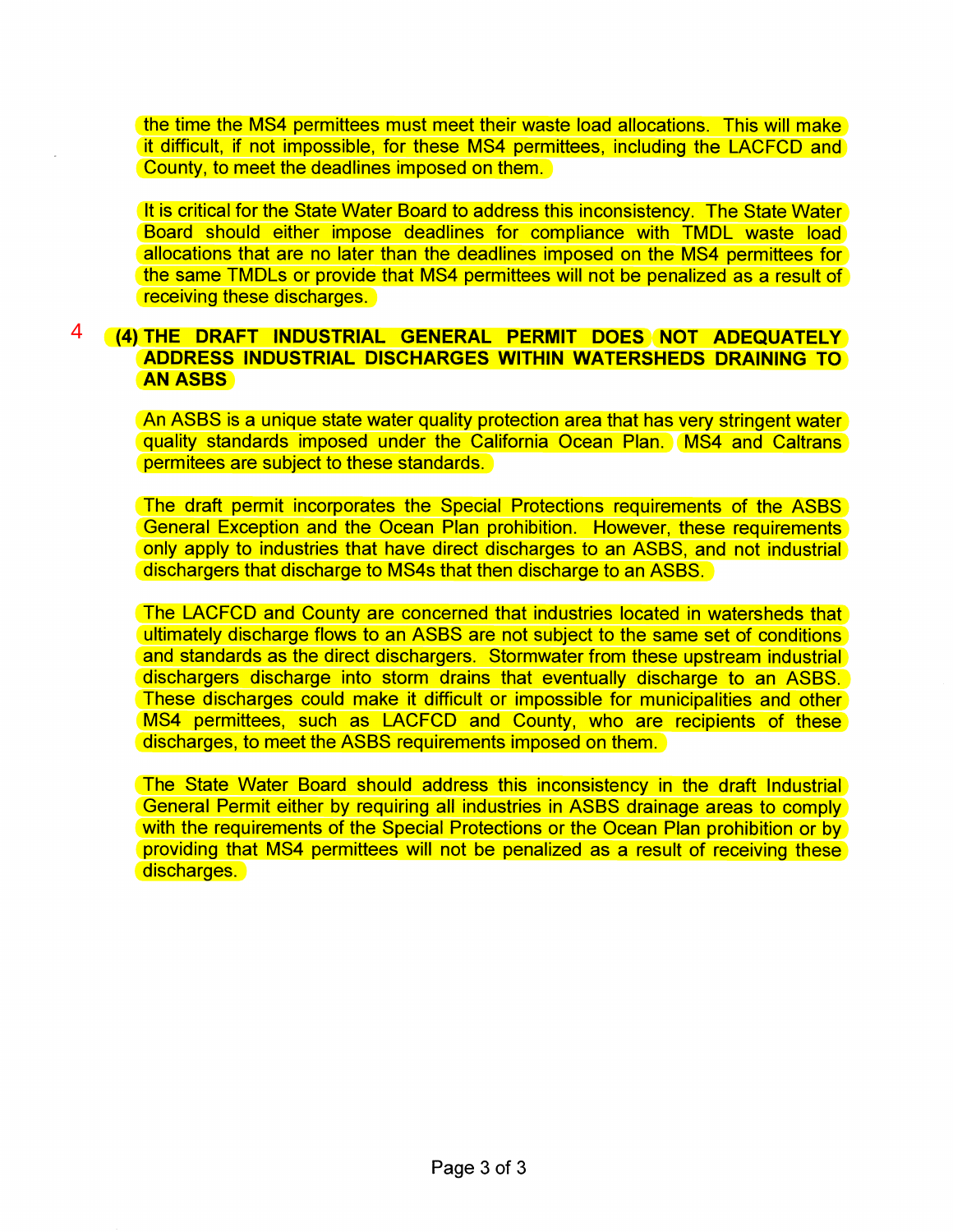the time the MS4 permittees must meet their waste load allocations. This will make it difficult, if not impossible, for these MS4 permittees, including the LACFCD and County, to meet the deadlines imposed on them.

It is critical for the State Water Board to address this inconsistency. The State Water Board should either impose deadlines for compliance with TMDL waste load allocations that are no later than the deadlines imposed on the MS4 permittees for the same TMDLs or provide that MS4 permittees will not be penalized as a result of receiving these discharges.

4

**(4) THE DRAFT INDUSTRIAL GENERAL PERMIT DOES NOT ADEQUATELY ADDRESS INDUSTRIAL DISCHARGES WITHIN WATERSHEDS DRAINING TO AN ASBS**

An ASBS is a unique state water quality protection area that has very stringent water quality standards imposed under the California Ocean Plan. MS4 and Caltrans permitees are subject to these standards.

The draft permit incorporates the Special Protections requirements of the ASBS General Exception and the Ocean Plan prohibition. However, these requirements only apply to industries that have direct discharges to an ASBS, and not industrial dischargers that discharge to MS4s that then discharge to an ASBS.

The LACFCD and County are concerned that industries located in watersheds that ultimately discharge flows to an ASBS are not subject to the same set of conditions and standards as the direct dischargers. Stormwater from these upstream industrial dischargers discharge into storm drains that eventually discharge to an ASBS. These discharges could make it difficult or impossible for municipalities and other MS4 permittees, such as LACFCD and County, who are recipients of these discharges, to meet the ASBS requirements imposed on them.

The State Water Board should address this inconsistency in the draft Industrial General Permit either by requiring all industries in ASBS drainage areas to comply with the requirements of the Special Protections or the Ocean Plan prohibition or by providing that MS4 permittees will not be penalized as a result of receiving these discharges.